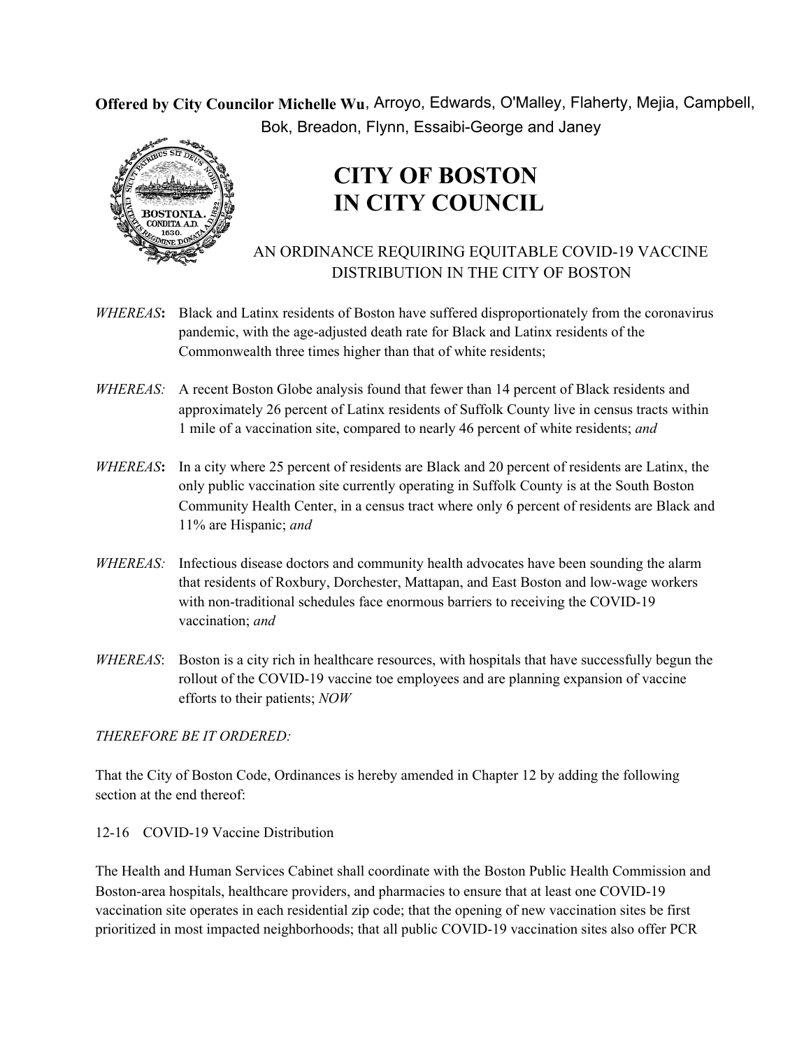**Offered by City Councilor Michelle Wu**, Arroyo, Edwards, O'Malley, Flaherty, Mejia, Campbell, Bok, Breadon, Flynn, Essaibi-George and Janey

# CITY OF BOSTON IN CITY COUNCIL

## AN ORDINANCE REQUIRING EQUITABLE COVID-19 VACCINE DISTRIBUTION IN THE CITY OF BOSTON

*WHEREAS***:** Black and Latinx residents of Boston have suffered disproportionately from the coronavirus pandemic, with the age-adjusted death rate for Black and Latinx residents of the Commonwealth three times higher than that of white residents;

*WHEREAS:* A recent Boston Globe analysis found that fewer than 14 percent of Black residents and approximately 26 percent of Latinx residents of Suffolk County live in census tracts within 1 mile of a vaccination site, compared to nearly 46 percent of white residents; *and*

*WHEREAS***:** In a city where 25 percent of residents are Black and 20 percent of residents are Latinx, the only public vaccination site currently operating in Suffolk County is at the South Boston Community Health Center, in a census tract where only 6 percent of residents are Black and 11% are Hispanic; *and*

*WHEREAS:* Infectious disease doctors and community health advocates have been sounding the alarm that residents of Roxbury, Dorchester, Mattapan, and East Boston and low-wage workers with non-traditional schedules face enormous barriers to receiving the COVID-19 vaccination; *and*

*WHEREAS*: Boston is a city rich in healthcare resources, with hospitals that have successfully begun the rollout of the COVID-19 vaccine toe employees and are planning expansion of vaccine efforts to their patients; *NOW*

*THEREFORE BE IT ORDERED:*

That the City of Boston Code, Ordinances is hereby amended in Chapter 12 by adding the following section at the end thereof:

12-16 COVID-19 Vaccine Distribution

The Health and Human Services Cabinet shall coordinate with the Boston Public Health Commission and Boston-area hospitals, healthcare providers, and pharmacies to ensure that at least one COVID-19 vaccination site operates in each residential zip code; that the opening of new vaccination sites be first prioritized in most impacted neighborhoods; that all public COVID-19 vaccination sites also offer PCR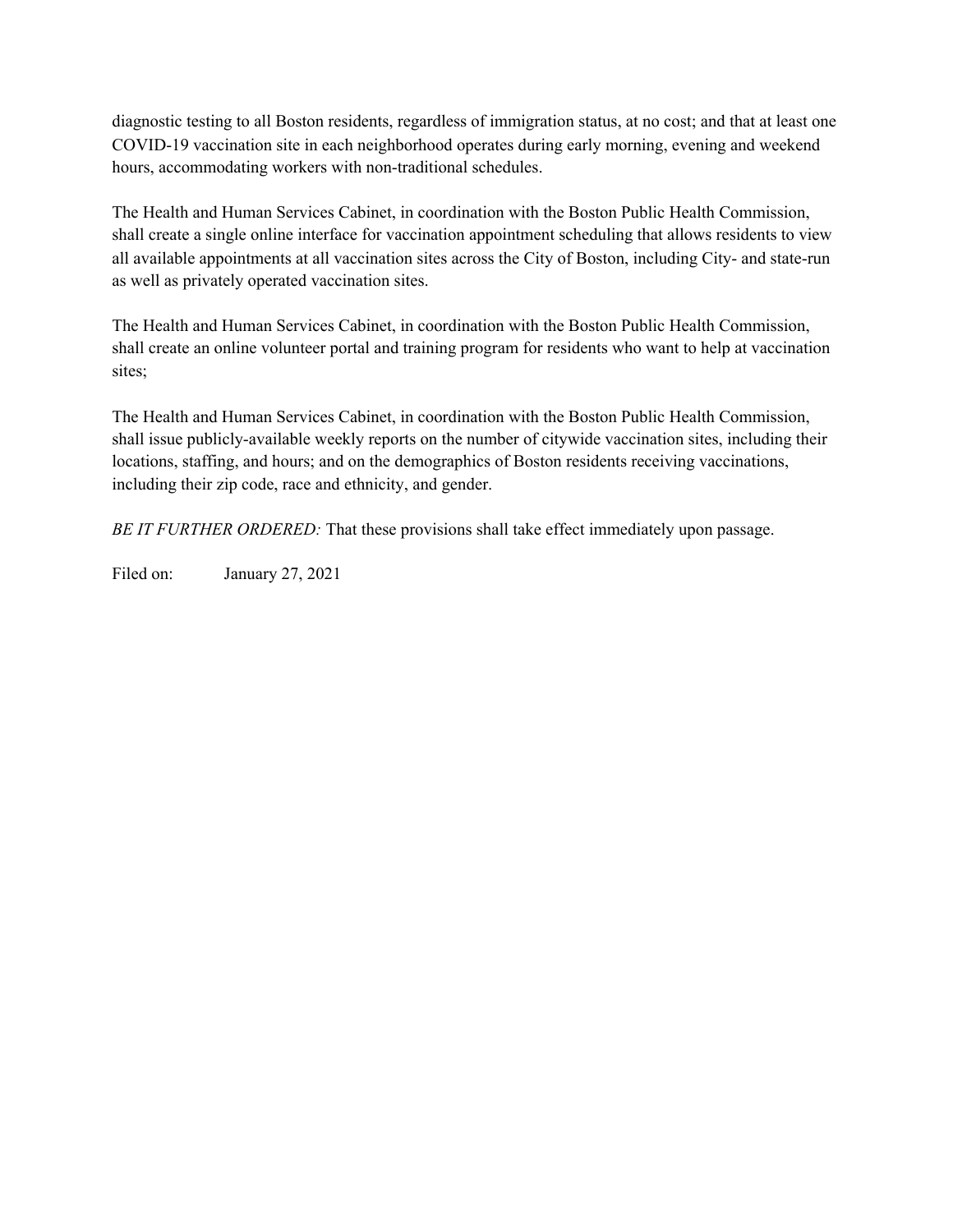diagnostic testing to all Boston residents, regardless of immigration status, at no cost; and that at least one COVID-19 vaccination site in each neighborhood operates during early morning, evening and weekend hours, accommodating workers with non-traditional schedules.

The Health and Human Services Cabinet, in coordination with the Boston Public Health Commission, shall create a single online interface for vaccination appointment scheduling that allows residents to view all available appointments at all vaccination sites across the City of Boston, including City- and state-run as well as privately operated vaccination sites.

The Health and Human Services Cabinet, in coordination with the Boston Public Health Commission, shall create an online volunteer portal and training program for residents who want to help at vaccination sites;

The Health and Human Services Cabinet, in coordination with the Boston Public Health Commission, shall issue publicly-available weekly reports on the number of citywide vaccination sites, including their locations, staffing, and hours; and on the demographics of Boston residents receiving vaccinations, including their zip code, race and ethnicity, and gender.

*BE IT FURTHER ORDERED:* That these provisions shall take effect immediately upon passage.

Filed on: January 27, 2021